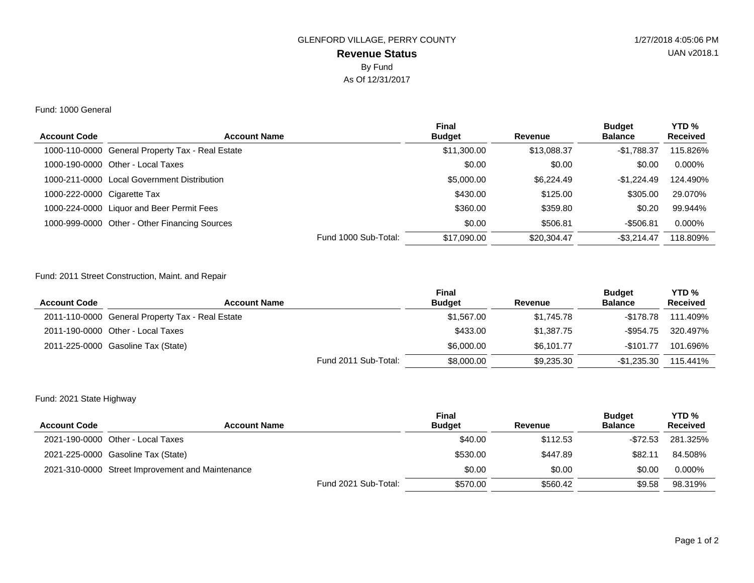GLENFORD VILLAGE, PERRY COUNTY

1/27/2018 4:05:06 PM

UAN v2018.1

# Revenue Status

By Fund

As Of 12/31/2017

## Fund: 1000 General

| Account Code | Account Name | Final Budget | Revenue | Budget Balance | YTD % Received |
|---|---|---|---|---|---|
| 1000-110-0000 | General Property Tax - Real Estate | $11,300.00 | $13,088.37 | -$1,788.37 | 115.826% |
| 1000-190-0000 | Other - Local Taxes | $0.00 | $0.00 | $0.00 | 0.000% |
| 1000-211-0000 | Local Government Distribution | $5,000.00 | $6,224.49 | -$1,224.49 | 124.490% |
| 1000-222-0000 | Cigarette Tax | $430.00 | $125.00 | $305.00 | 29.070% |
| 1000-224-0000 | Liquor and Beer Permit Fees | $360.00 | $359.80 | $0.20 | 99.944% |
| 1000-999-0000 | Other - Other Financing Sources | $0.00 | $506.81 | -$506.81 | 0.000% |
| | Fund 1000 Sub-Total: | $17,090.00 | $20,304.47 | -$3,214.47 | 118.809% |

## Fund: 2011 Street Construction, Maint. and Repair

| Account Code | Account Name | Final Budget | Revenue | Budget Balance | YTD % Received |
|---|---|---|---|---|---|
| 2011-110-0000 | General Property Tax - Real Estate | $1,567.00 | $1,745.78 | -$178.78 | 111.409% |
| 2011-190-0000 | Other - Local Taxes | $433.00 | $1,387.75 | -$954.75 | 320.497% |
| 2011-225-0000 | Gasoline Tax (State) | $6,000.00 | $6,101.77 | -$101.77 | 101.696% |
| | Fund 2011 Sub-Total: | $8,000.00 | $9,235.30 | -$1,235.30 | 115.441% |

## Fund: 2021 State Highway

| Account Code | Account Name | Final Budget | Revenue | Budget Balance | YTD % Received |
|---|---|---|---|---|---|
| 2021-190-0000 | Other - Local Taxes | $40.00 | $112.53 | -$72.53 | 281.325% |
| 2021-225-0000 | Gasoline Tax (State) | $530.00 | $447.89 | $82.11 | 84.508% |
| 2021-310-0000 | Street Improvement and Maintenance | $0.00 | $0.00 | $0.00 | 0.000% |
| | Fund 2021 Sub-Total: | $570.00 | $560.42 | $9.58 | 98.319% |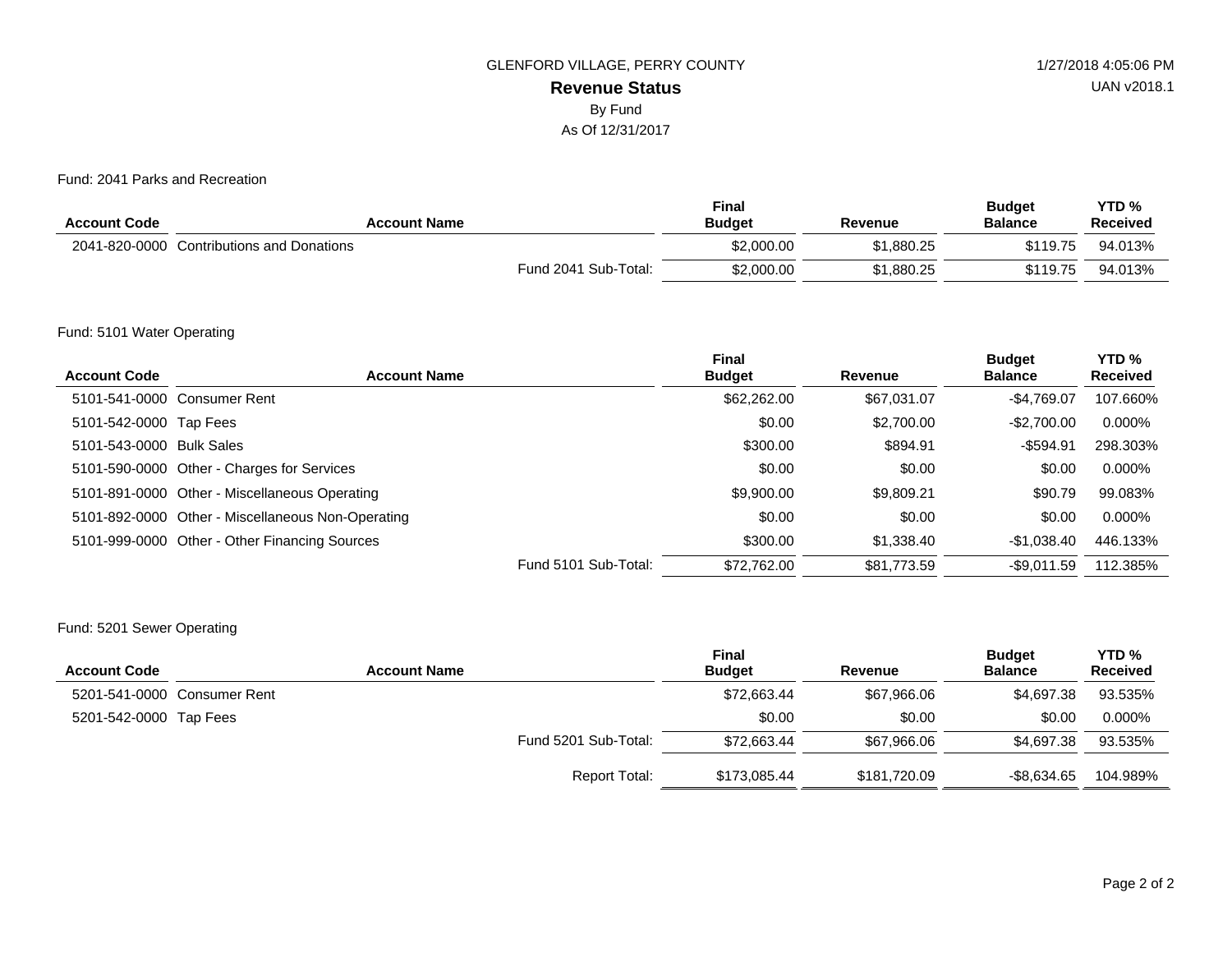GLENFORD VILLAGE, PERRY COUNTY

1/27/2018 4:05:06 PM

UAN v2018.1

# Revenue Status

By Fund

As Of 12/31/2017

Fund: 2041 Parks and Recreation

| Account Code | Account Name | Final Budget | Revenue | Budget Balance | YTD % Received |
|---|---|---|---|---|---|
| 2041-820-0000 | Contributions and Donations | $2,000.00 | $1,880.25 | $119.75 | 94.013% |
| | Fund 2041 Sub-Total: | $2,000.00 | $1,880.25 | $119.75 | 94.013% |

Fund: 5101 Water Operating

| Account Code | Account Name | Final Budget | Revenue | Budget Balance | YTD % Received |
|---|---|---|---|---|---|
| 5101-541-0000 | Consumer Rent | $62,262.00 | $67,031.07 | -$4,769.07 | 107.660% |
| 5101-542-0000 | Tap Fees | $0.00 | $2,700.00 | -$2,700.00 | 0.000% |
| 5101-543-0000 | Bulk Sales | $300.00 | $894.91 | -$594.91 | 298.303% |
| 5101-590-0000 | Other - Charges for Services | $0.00 | $0.00 | $0.00 | 0.000% |
| 5101-891-0000 | Other - Miscellaneous Operating | $9,900.00 | $9,809.21 | $90.79 | 99.083% |
| 5101-892-0000 | Other - Miscellaneous Non-Operating | $0.00 | $0.00 | $0.00 | 0.000% |
| 5101-999-0000 | Other - Other Financing Sources | $300.00 | $1,338.40 | -$1,038.40 | 446.133% |
| | Fund 5101 Sub-Total: | $72,762.00 | $81,773.59 | -$9,011.59 | 112.385% |

Fund: 5201 Sewer Operating

| Account Code | Account Name | Final Budget | Revenue | Budget Balance | YTD % Received |
|---|---|---|---|---|---|
| 5201-541-0000 | Consumer Rent | $72,663.44 | $67,966.06 | $4,697.38 | 93.535% |
| 5201-542-0000 | Tap Fees | $0.00 | $0.00 | $0.00 | 0.000% |
| | Fund 5201 Sub-Total: | $72,663.44 | $67,966.06 | $4,697.38 | 93.535% |
| | Report Total: | $173,085.44 | $181,720.09 | -$8,634.65 | 104.989% |